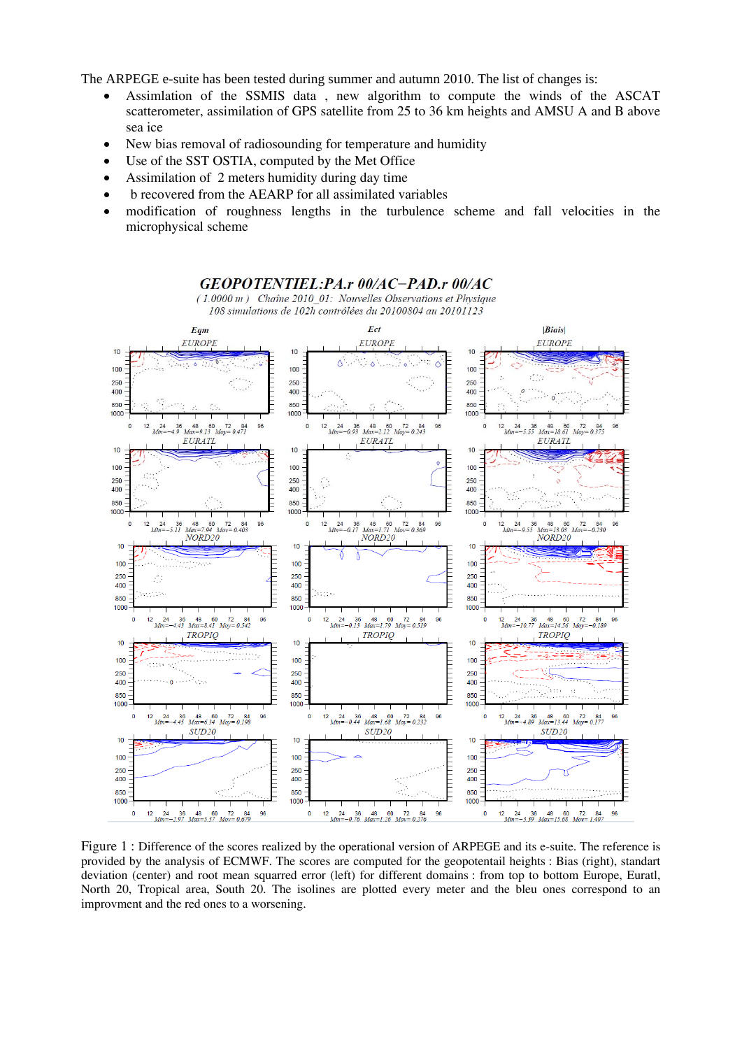The ARPEGE e-suite has been tested during summer and autumn 2010. The list of changes is:

- Assimlation of the SSMIS data , new algorithm to compute the winds of the ASCAT scatterometer, assimilation of GPS satellite from 25 to 36 km heights and AMSU A and B above sea ice
- New bias removal of radiosounding for temperature and humidity
- Use of the SST OSTIA, computed by the Met Office
- Assimilation of 2 meters humidity during day time
- b recovered from the AEARP for all assimilated variables
- modification of roughness lengths in the turbulence scheme and fall velocities in the microphysical scheme

Figure 1 : Difference of the scores realized by the operational version of ARPEGE and its e-suite. The reference is provided by the analysis of ECMWF. The scores are computed for the geopotentail heights : Bias (right), standart deviation (center) and root mean squarred error (left) for different domains : from top to bottom Europe, Euratl, North 20, Tropical area, South 20. The isolines are plotted every meter and the bleu ones correspond to an improvment and the red ones to a worsening.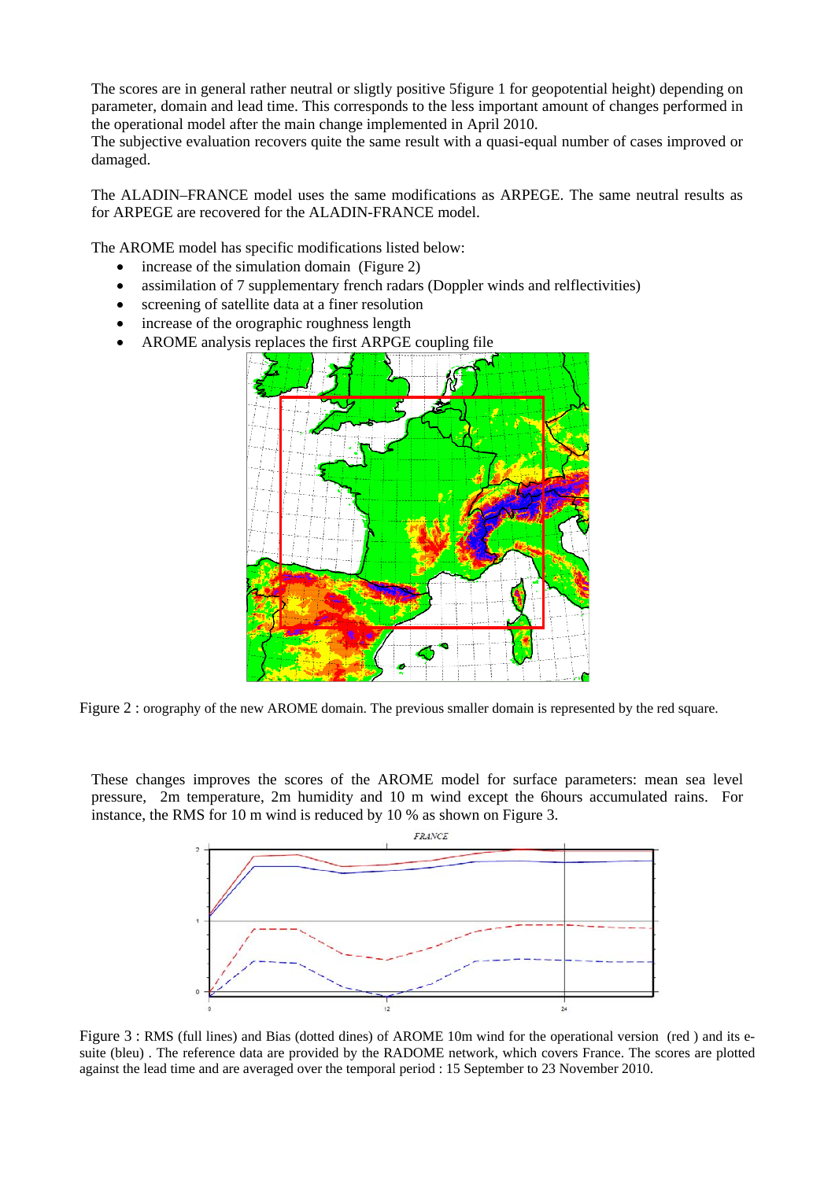The scores are in general rather neutral or sligtly positive 5figure 1 for geopotential height) depending on parameter, domain and lead time. This corresponds to the less important amount of changes performed in the operational model after the main change implemented in April 2010.
The subjective evaluation recovers quite the same result with a quasi-equal number of cases improved or damaged.

The ALADIN–FRANCE model uses the same modifications as ARPEGE. The same neutral results as for ARPEGE are recovered for the ALADIN-FRANCE model.

The AROME model has specific modifications listed below:

- increase of the simulation domain (Figure 2)
- assimilation of 7 supplementary french radars (Doppler winds and relflectivities)
- screening of satellite data at a finer resolution
- increase of the orographic roughness length
- AROME analysis replaces the first ARPGE coupling file

Figure 2 : orography of the new AROME domain. The previous smaller domain is represented by the red square.

These changes improves the scores of the AROME model for surface parameters: mean sea level pressure, 2m temperature, 2m humidity and 10 m wind except the 6hours accumulated rains. For instance, the RMS for 10 m wind is reduced by 10 % as shown on Figure 3.

FRANCE

2
1
0
0
12
24

Figure 3 : RMS (full lines) and Bias (dotted dines) of AROME 10m wind for the operational version (red ) and its e-suite (bleu) . The reference data are provided by the RADOME network, which covers France. The scores are plotted against the lead time and are averaged over the temporal period : 15 September to 23 November 2010.